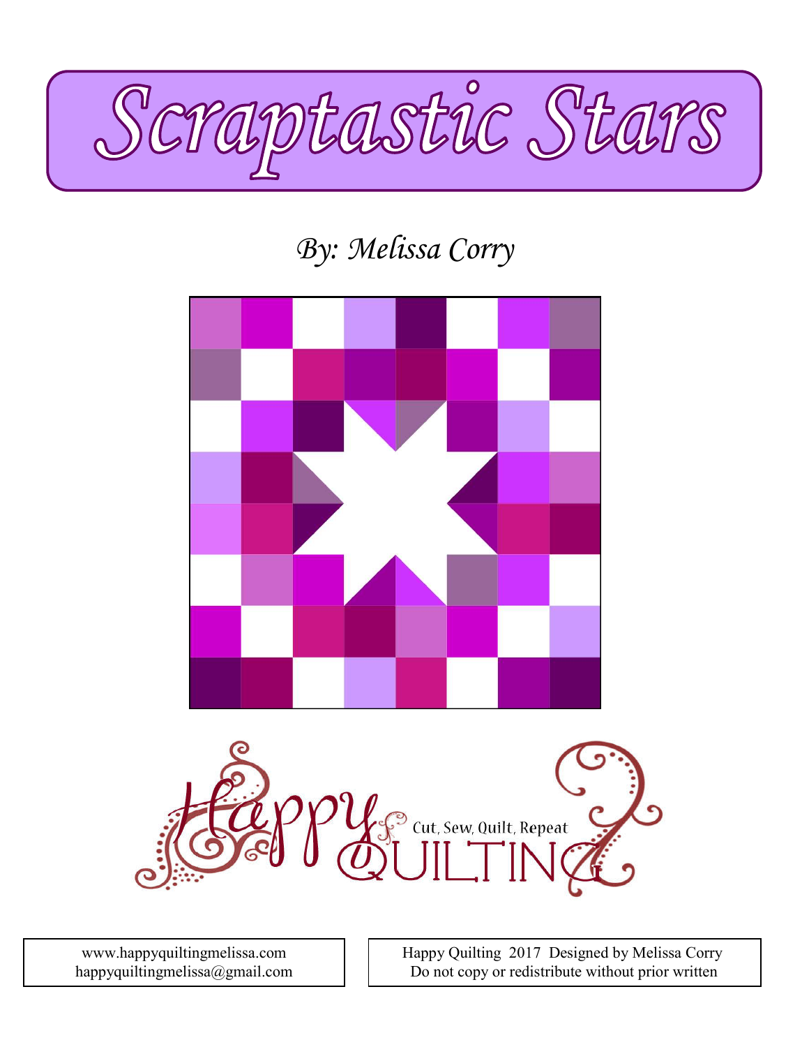# Scraptastic Stars

*By: Melissa Corry*

Happy QUILTING — Cut, Sew, Quilt, Repeat

www.happyquiltingmelissa.com
happyquiltingmelissa@gmail.com

Happy Quilting 2017 Designed by Melissa Corry
Do not copy or redistribute without prior written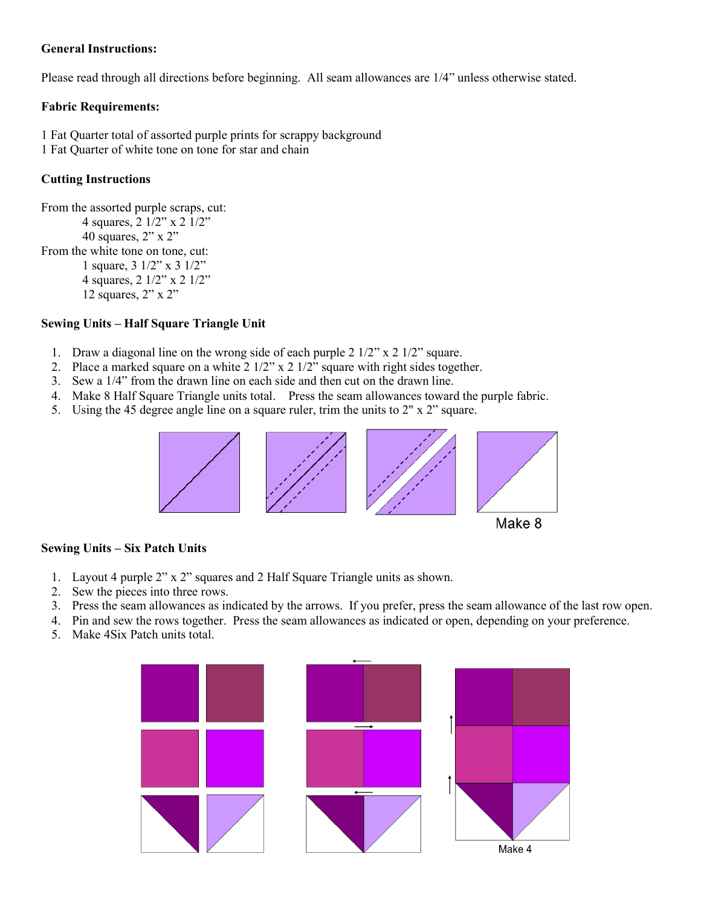**General Instructions:**

Please read through all directions before beginning. All seam allowances are 1/4" unless otherwise stated.

**Fabric Requirements:**

1 Fat Quarter total of assorted purple prints for scrappy background
1 Fat Quarter of white tone on tone for star and chain

**Cutting Instructions**

From the assorted purple scraps, cut:
- 4 squares, 2 1/2" x 2 1/2"
- 40 squares, 2" x 2"

From the white tone on tone, cut:
- 1 square, 3 1/2" x 3 1/2"
- 4 squares, 2 1/2" x 2 1/2"
- 12 squares, 2" x 2"

**Sewing Units – Half Square Triangle Unit**

1. Draw a diagonal line on the wrong side of each purple 2 1/2" x 2 1/2" square.
2. Place a marked square on a white 2 1/2" x 2 1/2" square with right sides together.
3. Sew a 1/4" from the drawn line on each side and then cut on the drawn line.
4. Make 8 Half Square Triangle units total. Press the seam allowances toward the purple fabric.
5. Using the 45 degree angle line on a square ruler, trim the units to 2" x 2" square.

Make 8

**Sewing Units – Six Patch Units**

1. Layout 4 purple 2" x 2" squares and 2 Half Square Triangle units as shown.
2. Sew the pieces into three rows.
3. Press the seam allowances as indicated by the arrows. If you prefer, press the seam allowance of the last row open.
4. Pin and sew the rows together. Press the seam allowances as indicated or open, depending on your preference.
5. Make 4Six Patch units total.

Make 4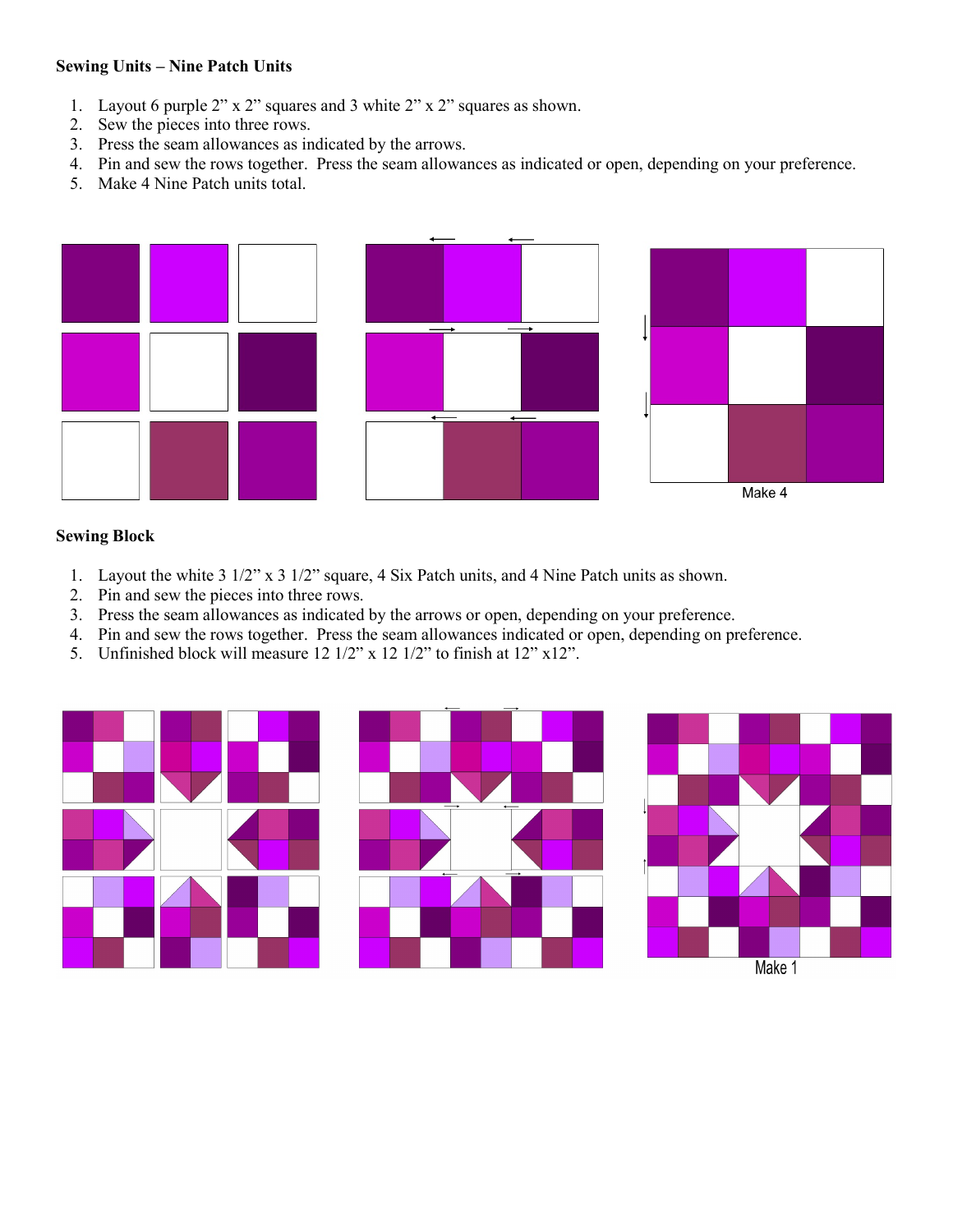**Sewing Units – Nine Patch Units**

1. Layout 6 purple 2" x 2" squares and 3 white 2" x 2" squares as shown.
2. Sew the pieces into three rows.
3. Press the seam allowances as indicated by the arrows.
4. Pin and sew the rows together. Press the seam allowances as indicated or open, depending on your preference.
5. Make 4 Nine Patch units total.

Make 4

**Sewing Block**

1. Layout the white 3 1/2" x 3 1/2" square, 4 Six Patch units, and 4 Nine Patch units as shown.
2. Pin and sew the pieces into three rows.
3. Press the seam allowances as indicated by the arrows or open, depending on your preference.
4. Pin and sew the rows together. Press the seam allowances indicated or open, depending on preference.
5. Unfinished block will measure 12 1/2" x 12 1/2" to finish at 12" x12".

Make 1